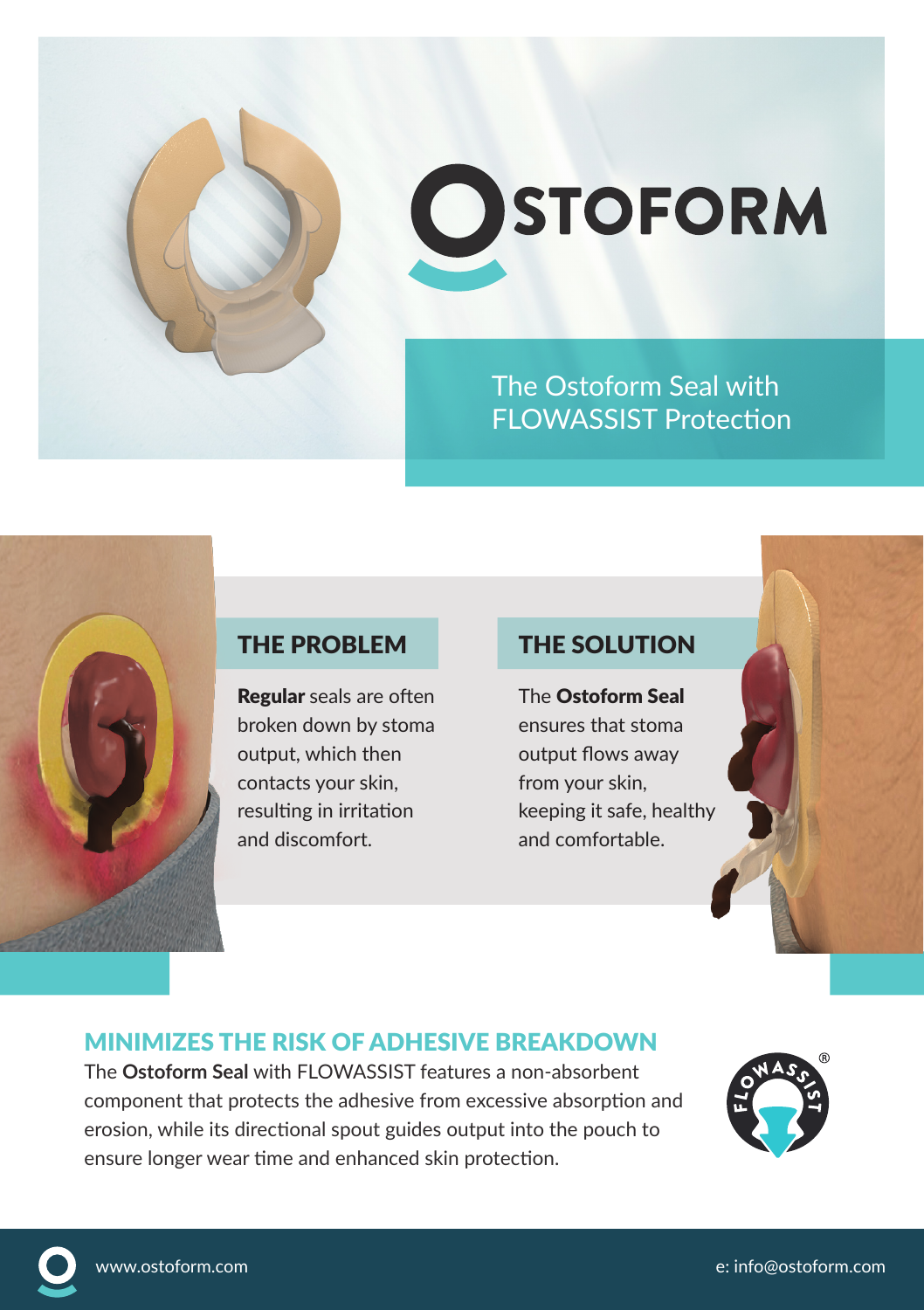# OSTOFORM

## The Ostoform Seal with FLOWASSIST Protection

### THE PROBLEM

**Regular** seals are often broken down by stoma output, which then contacts your skin, resulting in irritation and discomfort.

### THE SOLUTION

The **Ostoform Seal** ensures that stoma output flows away from your skin, keeping it safe, healthy and comfortable.

## MINIMIZES THE RISK OF ADHESIVE BREAKDOWN

The **Ostoform Seal** with FLOWASSIST features a non-absorbent component that protects the adhesive from excessive absorption and erosion, while its directional spout guides output into the pouch to ensure longer wear time and enhanced skin protection.

FLOWASSIST®

www.ostoform.com

e: info@ostoform.com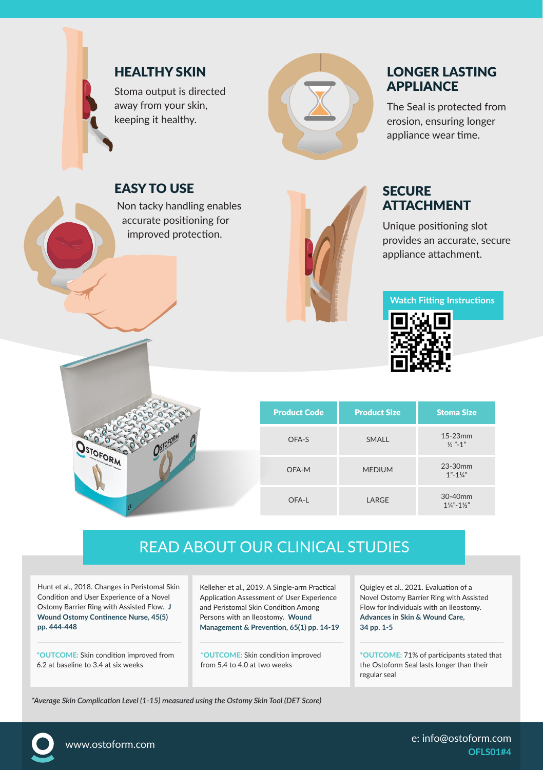## HEALTHY SKIN

Stoma output is directed away from your skin, keeping it healthy.

## LONGER LASTING APPLIANCE

The Seal is protected from erosion, ensuring longer appliance wear time.

## EASY TO USE

Non tacky handling enables accurate positioning for improved protection.

## SECURE ATTACHMENT

Unique positioning slot provides an accurate, secure appliance attachment.

Watch Fitting Instructions

| Product Code | Product Size | Stoma Size |
|---|---|---|
| OFA-S | SMALL | 15-23mm ½"-1" |
| OFA-M | MEDIUM | 23-30mm 1"-1¼" |
| OFA-L | LARGE | 30-40mm 1¼"-1½" |

## READ ABOUT OUR CLINICAL STUDIES

Hunt et al., 2018. Changes in Peristomal Skin Condition and User Experience of a Novel Ostomy Barrier Ring with Assisted Flow. **J Wound Ostomy Continence Nurse, 45(5) pp. 444-448**

*OUTCOME: Skin condition improved from 6.2 at baseline to 3.4 at six weeks

Kelleher et al., 2019. A Single-arm Practical Application Assessment of User Experience and Peristomal Skin Condition Among Persons with an Ileostomy. **Wound Management & Prevention, 65(1) pp. 14-19**

*OUTCOME: Skin condition improved from 5.4 to 4.0 at two weeks

Quigley et al., 2021. Evaluation of a Novel Ostomy Barrier Ring with Assisted Flow for Individuals with an Ileostomy. **Advances in Skin & Wound Care, 34 pp. 1-5**

*OUTCOME: 71% of participants stated that the Ostoform Seal lasts longer than their regular seal

*Average Skin Complication Level (1-15) measured using the Ostomy Skin Tool (DET Score)*

www.ostoform.com

e: info@ostoform.com

OFLS01#4